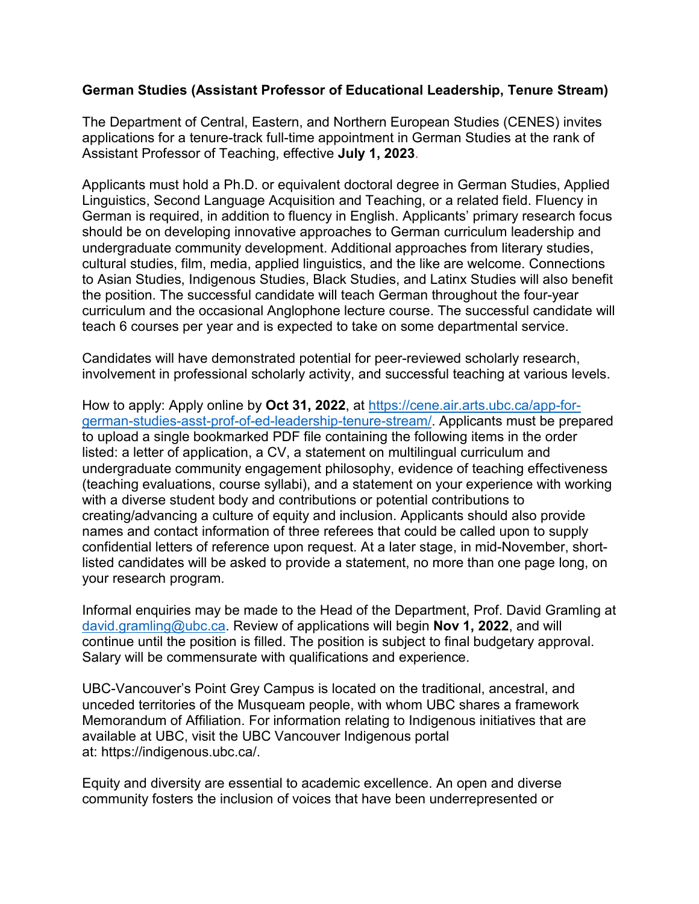**German Studies (Assistant Professor of Educational Leadership, Tenure Stream)**

The Department of Central, Eastern, and Northern European Studies (CENES) invites applications for a tenure-track full-time appointment in German Studies at the rank of Assistant Professor of Teaching, effective **July 1, 2023**.

Applicants must hold a Ph.D. or equivalent doctoral degree in German Studies, Applied Linguistics, Second Language Acquisition and Teaching, or a related field. Fluency in German is required, in addition to fluency in English. Applicants' primary research focus should be on developing innovative approaches to German curriculum leadership and undergraduate community development. Additional approaches from literary studies, cultural studies, film, media, applied linguistics, and the like are welcome. Connections to Asian Studies, Indigenous Studies, Black Studies, and Latinx Studies will also benefit the position. The successful candidate will teach German throughout the four-year curriculum and the occasional Anglophone lecture course. The successful candidate will teach 6 courses per year and is expected to take on some departmental service.

Candidates will have demonstrated potential for peer-reviewed scholarly research, involvement in professional scholarly activity, and successful teaching at various levels.

How to apply: Apply online by **Oct 31, 2022**, at [https://cene.air.arts.ubc.ca/app-for-german-studies-asst-prof-of-ed-leadership-tenure-stream/](https://cene.air.arts.ubc.ca/app-for-german-studies-asst-prof-of-ed-leadership-tenure-stream/). Applicants must be prepared to upload a single bookmarked PDF file containing the following items in the order listed: a letter of application, a CV, a statement on multilingual curriculum and undergraduate community engagement philosophy, evidence of teaching effectiveness (teaching evaluations, course syllabi), and a statement on your experience with working with a diverse student body and contributions or potential contributions to creating/advancing a culture of equity and inclusion. Applicants should also provide names and contact information of three referees that could be called upon to supply confidential letters of reference upon request. At a later stage, in mid-November, short-listed candidates will be asked to provide a statement, no more than one page long, on your research program.

Informal enquiries may be made to the Head of the Department, Prof. David Gramling at [david.gramling@ubc.ca](mailto:david.gramling@ubc.ca). Review of applications will begin **Nov 1, 2022**, and will continue until the position is filled. The position is subject to final budgetary approval. Salary will be commensurate with qualifications and experience.

UBC-Vancouver's Point Grey Campus is located on the traditional, ancestral, and unceded territories of the Musqueam people, with whom UBC shares a framework Memorandum of Affiliation. For information relating to Indigenous initiatives that are available at UBC, visit the UBC Vancouver Indigenous portal at: https://indigenous.ubc.ca/.

Equity and diversity are essential to academic excellence. An open and diverse community fosters the inclusion of voices that have been underrepresented or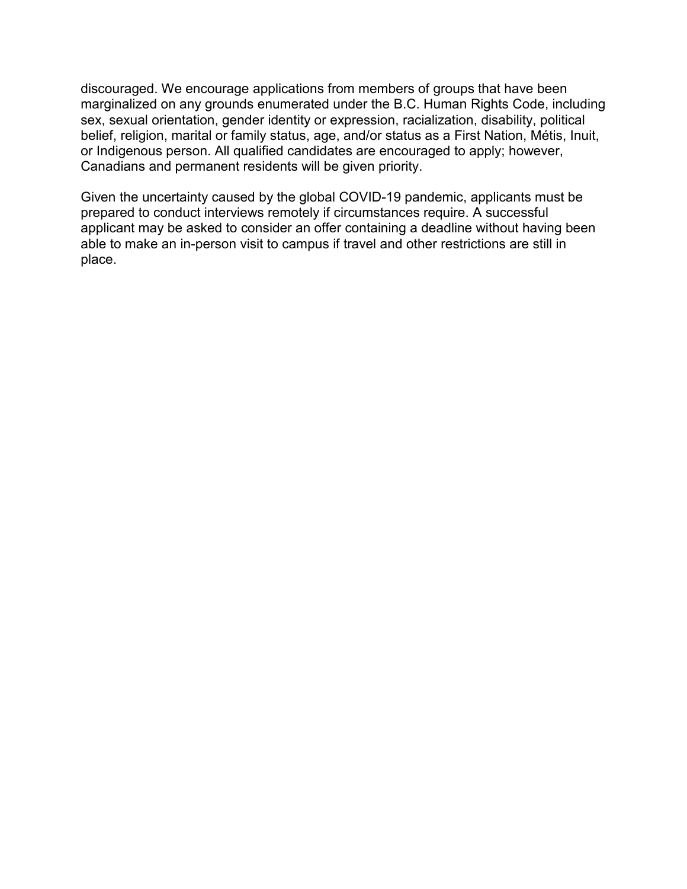discouraged. We encourage applications from members of groups that have been marginalized on any grounds enumerated under the B.C. Human Rights Code, including sex, sexual orientation, gender identity or expression, racialization, disability, political belief, religion, marital or family status, age, and/or status as a First Nation, Métis, Inuit, or Indigenous person. All qualified candidates are encouraged to apply; however, Canadians and permanent residents will be given priority.

Given the uncertainty caused by the global COVID-19 pandemic, applicants must be prepared to conduct interviews remotely if circumstances require. A successful applicant may be asked to consider an offer containing a deadline without having been able to make an in-person visit to campus if travel and other restrictions are still in place.